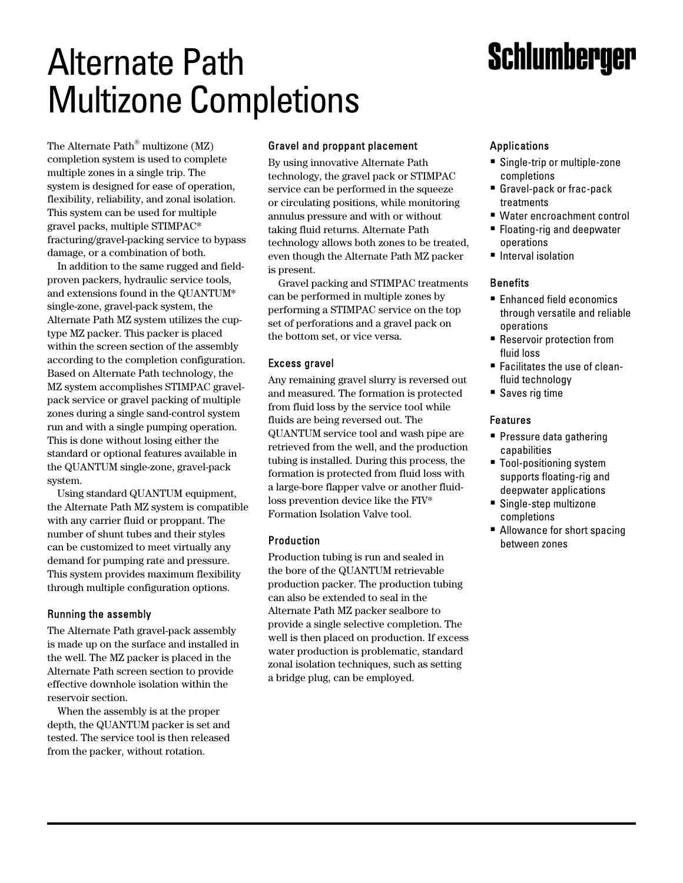# Alternate Path Multizone Completions

Schlumberger

The Alternate Path® multizone (MZ) completion system is used to complete multiple zones in a single trip. The system is designed for ease of operation, flexibility, reliability, and zonal isolation. This system can be used for multiple gravel packs, multiple STIMPAC* fracturing/gravel-packing service to bypass damage, or a combination of both.

In addition to the same rugged and field-proven packers, hydraulic service tools, and extensions found in the QUANTUM* single-zone, gravel-pack system, the Alternate Path MZ system utilizes the cup-type MZ packer. This packer is placed within the screen section of the assembly according to the completion configuration. Based on Alternate Path technology, the MZ system accomplishes STIMPAC gravel-pack service or gravel packing of multiple zones during a single sand-control system run and with a single pumping operation. This is done without losing either the standard or optional features available in the QUANTUM single-zone, gravel-pack system.

Using standard QUANTUM equipment, the Alternate Path MZ system is compatible with any carrier fluid or proppant. The number of shunt tubes and their styles can be customized to meet virtually any demand for pumping rate and pressure. This system provides maximum flexibility through multiple configuration options.

### Running the assembly

The Alternate Path gravel-pack assembly is made up on the surface and installed in the well. The MZ packer is placed in the Alternate Path screen section to provide effective downhole isolation within the reservoir section.

When the assembly is at the proper depth, the QUANTUM packer is set and tested. The service tool is then released from the packer, without rotation.

### Gravel and proppant placement

By using innovative Alternate Path technology, the gravel pack or STIMPAC service can be performed in the squeeze or circulating positions, while monitoring annulus pressure and with or without taking fluid returns. Alternate Path technology allows both zones to be treated, even though the Alternate Path MZ packer is present.

Gravel packing and STIMPAC treatments can be performed in multiple zones by performing a STIMPAC service on the top set of perforations and a gravel pack on the bottom set, or vice versa.

### Excess gravel

Any remaining gravel slurry is reversed out and measured. The formation is protected from fluid loss by the service tool while fluids are being reversed out. The QUANTUM service tool and wash pipe are retrieved from the well, and the production tubing is installed. During this process, the formation is protected from fluid loss with a large-bore flapper valve or another fluid-loss prevention device like the FIV* Formation Isolation Valve tool.

### Production

Production tubing is run and sealed in the bore of the QUANTUM retrievable production packer. The production tubing can also be extended to seal in the Alternate Path MZ packer sealbore to provide a single selective completion. The well is then placed on production. If excess water production is problematic, standard zonal isolation techniques, such as setting a bridge plug, can be employed.

### Applications

- Single-trip or multiple-zone completions
- Gravel-pack or frac-pack treatments
- Water encroachment control
- Floating-rig and deepwater operations
- Interval isolation

### Benefits

- Enhanced field economics through versatile and reliable operations
- Reservoir protection from fluid loss
- Facilitates the use of clean-fluid technology
- Saves rig time

### Features

- Pressure data gathering capabilities
- Tool-positioning system supports floating-rig and deepwater applications
- Single-step multizone completions
- Allowance for short spacing between zones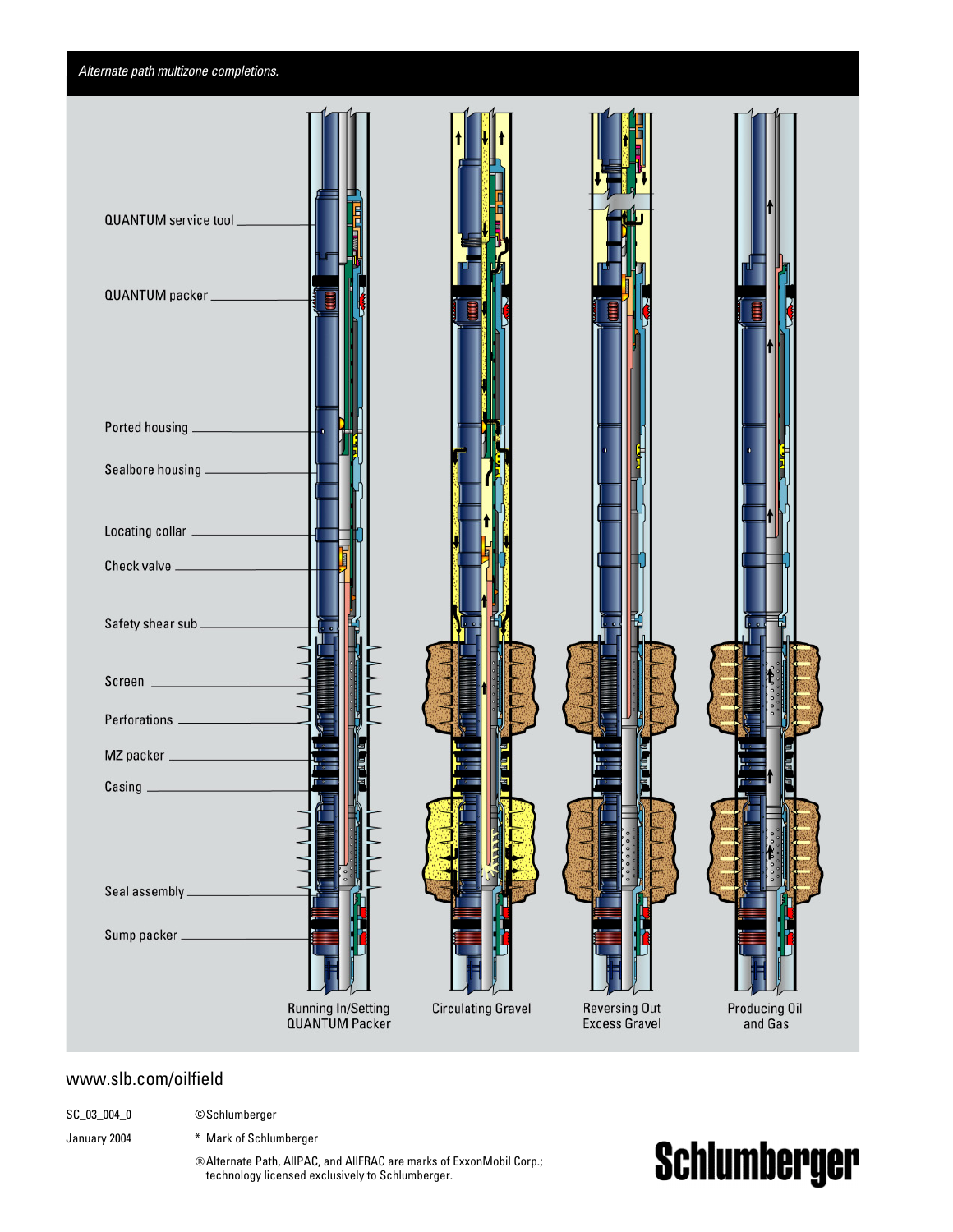*Alternate path multizone completions.*

QUANTUM service tool

QUANTUM packer

Ported housing

Sealbore housing

Locating collar

Check valve

Safety shear sub

Screen

Perforations

MZ packer

Casing

Seal assembly

Sump packer

Running In/Setting QUANTUM Packer

Circulating Gravel

Reversing Out Excess Gravel

Producing Oil and Gas

www.slb.com/oilfield

SC_03_004_0

January 2004

©Schlumberger

* Mark of Schlumberger

®Alternate Path, AllPAC, and AllFRAC are marks of ExxonMobil Corp.; technology licensed exclusively to Schlumberger.

**Schlumberger**